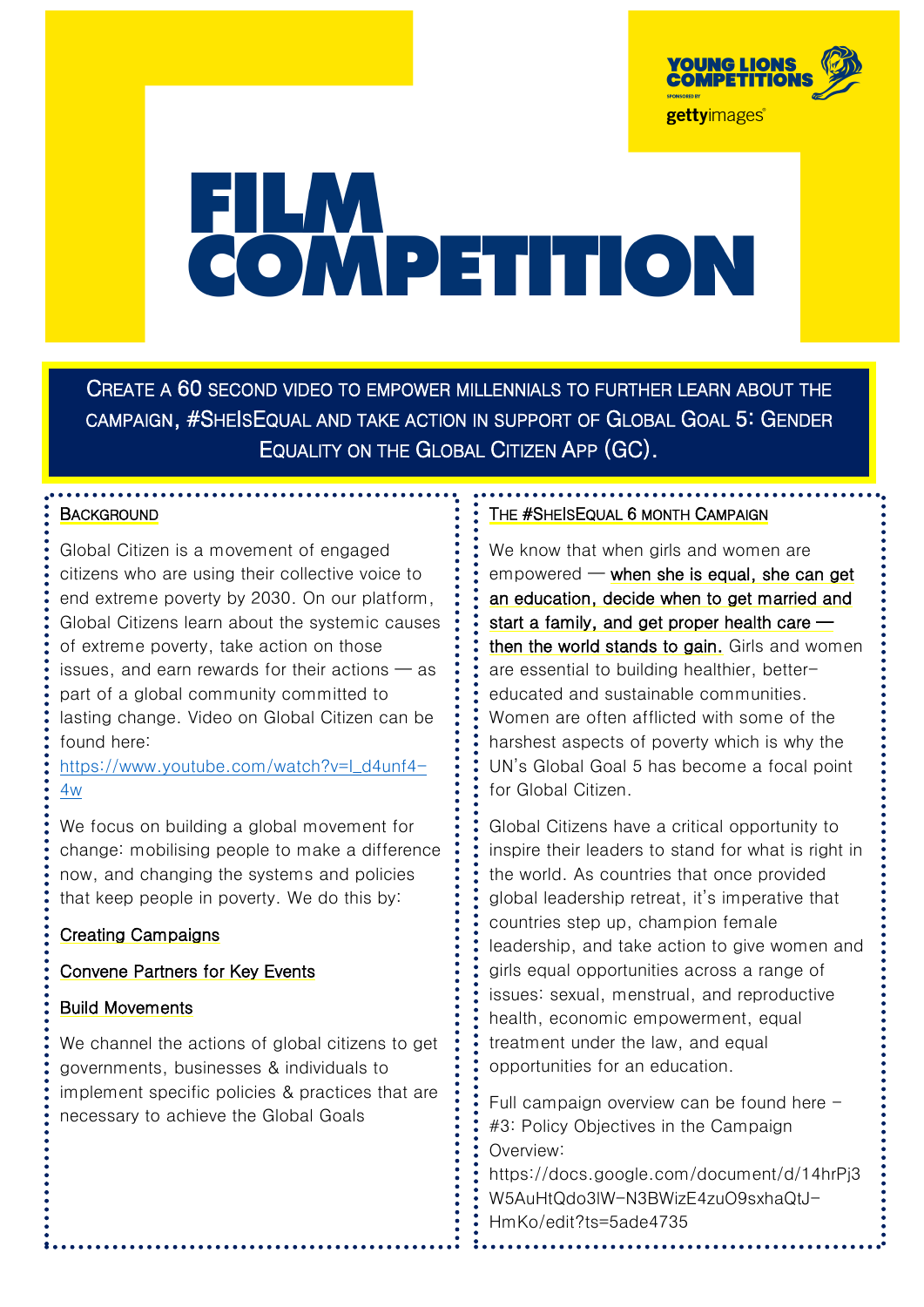YOUNG LIONS COMPETITIONS

SPONSORED BY gettyimages

# FILM COMPETITION

**CREATE A 60 SECOND VIDEO TO EMPOWER MILLENNIALS TO FURTHER LEARN ABOUT THE CAMPAIGN, #SHEISEQUAL AND TAKE ACTION IN SUPPORT OF GLOBAL GOAL 5: GENDER EQUALITY ON THE GLOBAL CITIZEN APP (GC).**

## BACKGROUND

Global Citizen is a movement of engaged citizens who are using their collective voice to end extreme poverty by 2030. On our platform, Global Citizens learn about the systemic causes of extreme poverty, take action on those issues, and earn rewards for their actions — as part of a global community committed to lasting change. Video on Global Citizen can be found here: https://www.youtube.com/watch?v=l_d4unf4-4w

We focus on building a global movement for change: mobilising people to make a difference now, and changing the systems and policies that keep people in poverty. We do this by:

Creating Campaigns

Convene Partners for Key Events

Build Movements

We channel the actions of global citizens to get governments, businesses & individuals to implement specific policies & practices that are necessary to achieve the Global Goals

## THE #SHEISEQUAL 6 MONTH CAMPAIGN

We know that when girls and women are empowered — when she is equal, she can get an education, decide when to get married and start a family, and get proper health care — then the world stands to gain. Girls and women are essential to building healthier, better-educated and sustainable communities. Women are often afflicted with some of the harshest aspects of poverty which is why the UN's Global Goal 5 has become a focal point for Global Citizen.

Global Citizens have a critical opportunity to inspire their leaders to stand for what is right in the world. As countries that once provided global leadership retreat, it's imperative that countries step up, champion female leadership, and take action to give women and girls equal opportunities across a range of issues: sexual, menstrual, and reproductive health, economic empowerment, equal treatment under the law, and equal opportunities for an education.

Full campaign overview can be found here - #3: Policy Objectives in the Campaign Overview: https://docs.google.com/document/d/14hrPj3W5AuHtQdo3lW-N3BWizE4zuO9sxhaQtJ-HmKo/edit?ts=5ade4735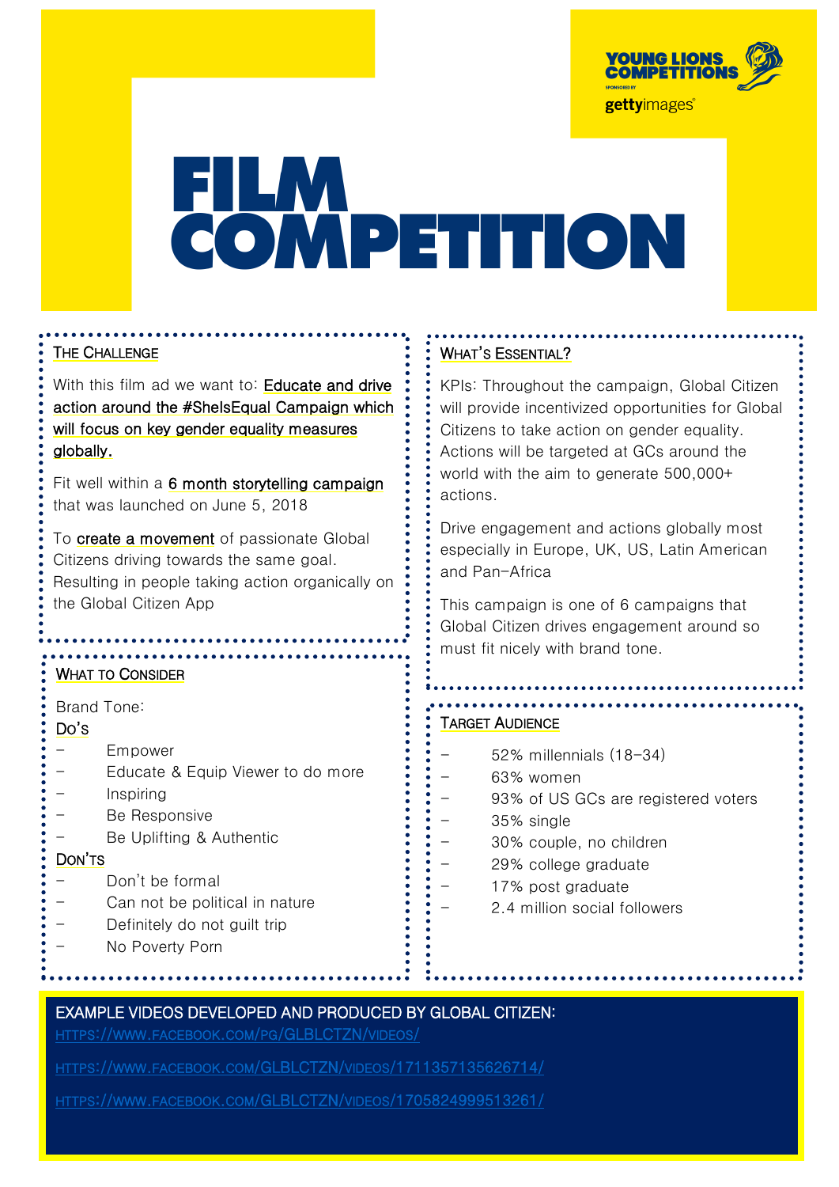YOUNG LIONS COMPETITIONS

SPONSORED BY

gettyimages

# FILM COMPETITION

## The Challenge

With this film ad we want to: Educate and drive action around the #SheIsEqual Campaign which will focus on key gender equality measures globally.

Fit well within a 6 month storytelling campaign that was launched on June 5, 2018

To create a movement of passionate Global Citizens driving towards the same goal. Resulting in people taking action organically on the Global Citizen App

## What to Consider

Brand Tone:

**Do's**

- Empower
- Educate & Equip Viewer to do more
- Inspiring
- Be Responsive
- Be Uplifting & Authentic

**Don'ts**

- Don't be formal
- Can not be political in nature
- Definitely do not guilt trip
- No Poverty Porn

## What's Essential?

KPIs: Throughout the campaign, Global Citizen will provide incentivized opportunities for Global Citizens to take action on gender equality. Actions will be targeted at GCs around the world with the aim to generate 500,000+ actions.

Drive engagement and actions globally most especially in Europe, UK, US, Latin American and Pan-Africa

This campaign is one of 6 campaigns that Global Citizen drives engagement around so must fit nicely with brand tone.

## Target Audience

- 52% millennials (18-34)
- 63% women
- 93% of US GCs are registered voters
- 35% single
- 30% couple, no children
- 29% college graduate
- 17% post graduate
- 2.4 million social followers

## EXAMPLE VIDEOS DEVELOPED AND PRODUCED BY GLOBAL CITIZEN:

https://www.facebook.com/pg/GLBLCTZN/videos/

https://www.facebook.com/GLBLCTZN/videos/1711357135626714/

https://www.facebook.com/GLBLCTZN/videos/1705824999513261/